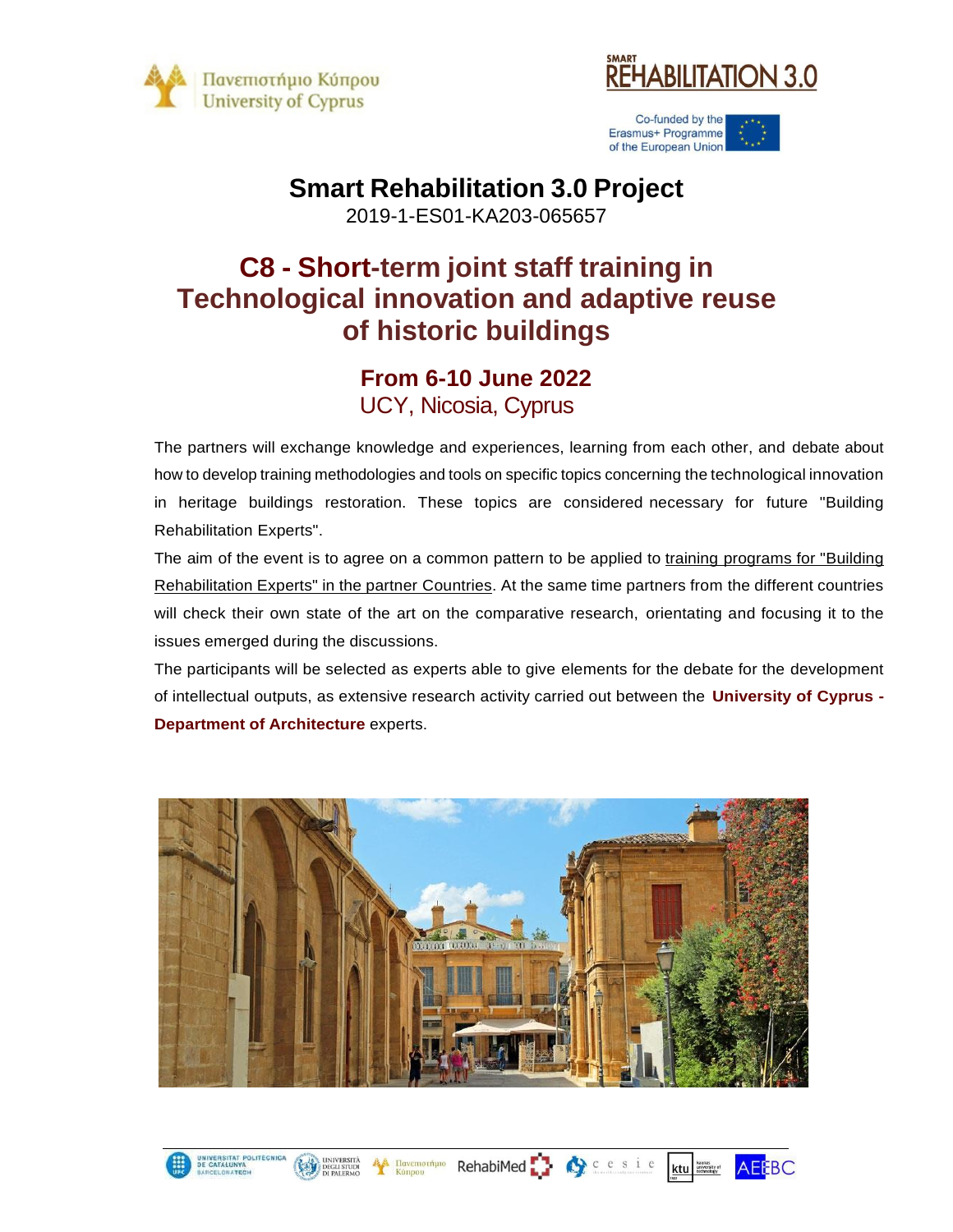# Smart Rehabilitation 3.0 Project

2019-1-ES01-KA203-065657

# C8 - Short-term joint staff training in Technological innovation and adaptive reuse of historic buildings

## From 6-10 June 2022

UCY, Nicosia, Cyprus

The partners will exchange knowledge and experiences, learning from each other, and debate about how to develop training methodologies and tools on specific topics concerning the technological innovation in heritage buildings restoration. These topics are considered necessary for future "Building Rehabilitation Experts".

The aim of the event is to agree on a common pattern to be applied to training programs for "Building Rehabilitation Experts" in the partner Countries. At the same time partners from the different countries will check their own state of the art on the comparative research, orientating and focusing it to the issues emerged during the discussions.

The participants will be selected as experts able to give elements for the debate for the development of intellectual outputs, as extensive research activity carried out between the **University of Cyprus - Department of Architecture** experts.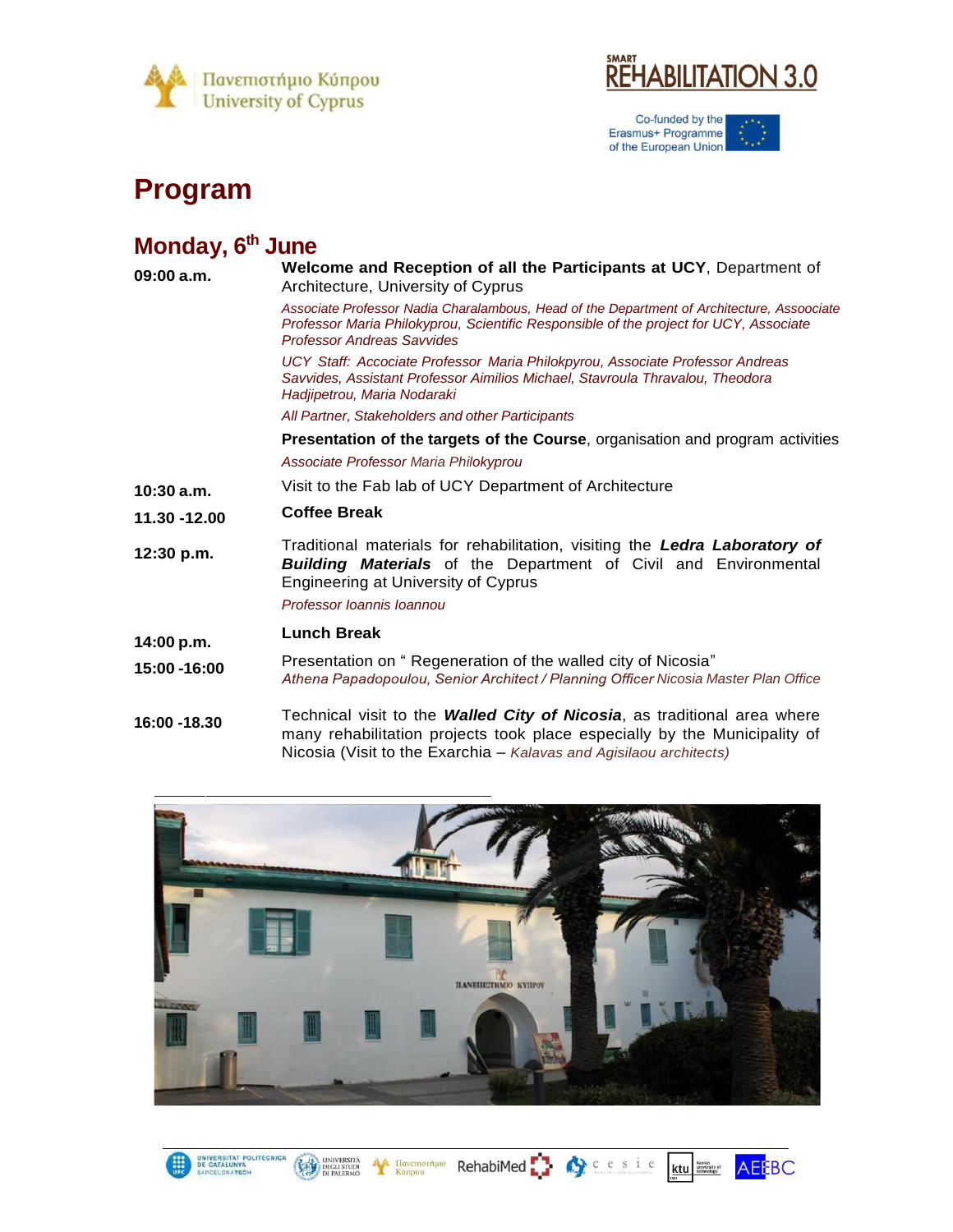# Program

## Monday, 6th June

| | |
|---|---|
| **09:00 a.m.** | **Welcome and Reception of all the Participants at UCY**, Department of Architecture, University of Cyprus |
| | *Associate Professor Nadia Charalambous, Head of the Department of Architecture, Assoociate Professor Maria Philokyprou, Scientific Responsible of the project for UCY, Associate Professor Andreas Savvides* |
| | *UCY Staff: Accociate Professor Maria Philokpyrou, Associate Professor Andreas Savvides, Assistant Professor Aimilios Michael, Stavroula Thravalou, Theodora Hadjipetrou, Maria Nodaraki* |
| | *All Partner, Stakeholders and other Participants* |
| | **Presentation of the targets of the Course**, organisation and program activities |
| | *Associate Professor Maria Philokyprou* |
| **10:30 a.m.** | Visit to the Fab lab of UCY Department of Architecture |
| **11.30 -12.00** | **Coffee Break** |
| **12:30 p.m.** | Traditional materials for rehabilitation, visiting the ***Ledra Laboratory of Building Materials*** of the Department of Civil and Environmental Engineering at University of Cyprus |
| | *Professor Ioannis Ioannou* |
| **14:00 p.m.** | **Lunch Break** |
| **15:00 -16:00** | Presentation on " Regeneration of the walled city of Nicosia" *Athena Papadopoulou, Senior Architect / Planning Officer Nicosia Master Plan Office* |
| **16:00 -18.30** | Technical visit to the ***Walled City of Nicosia***, as traditional area where many rehabilitation projects took place especially by the Municipality of Nicosia (Visit to the Exarchia – *Kalavas and Agisilaou architects)* |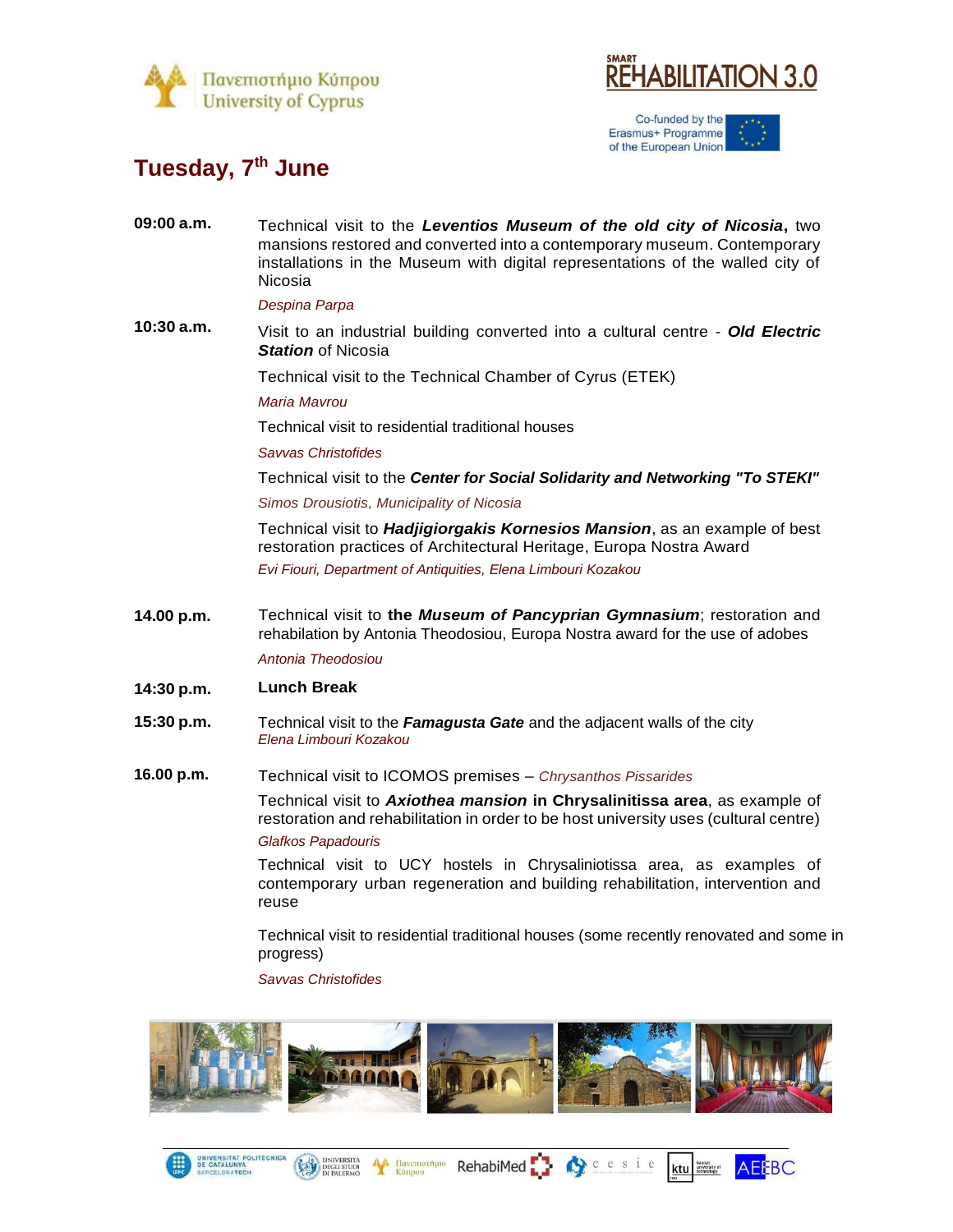## Tuesday, 7th June

**09:00 a.m.** Technical visit to the ***Leventios Museum of the old city of Nicosia***, two mansions restored and converted into a contemporary museum. Contemporary installations in the Museum with digital representations of the walled city of Nicosia

*Despina Parpa*

**10:30 a.m.** Visit to an industrial building converted into a cultural centre - ***Old Electric Station*** of Nicosia

Technical visit to the Technical Chamber of Cyrus (ETEK)

*Maria Mavrou*

Technical visit to residential traditional houses

*Savvas Christofides*

Technical visit to the ***Center for Social Solidarity and Networking "To STEKI"***

*Simos Drousiotis, Municipality of Nicosia*

Technical visit to ***Hadjigiorgakis Kornesios Mansion***, as an example of best restoration practices of Architectural Heritage, Europa Nostra Award

*Evi Fiouri, Department of Antiquities, Elena Limbouri Kozakou*

**14.00 p.m.** Technical visit to **the *Museum of Pancyprian Gymnasium***; restoration and rehabilation by Antonia Theodosiou, Europa Nostra award for the use of adobes

*Antonia Theodosiou*

**14:30 p.m.** **Lunch Break**

**15:30 p.m.** Technical visit to the ***Famagusta Gate*** and the adjacent walls of the city

*Elena Limbouri Kozakou*

**16.00 p.m.** Technical visit to ICOMOS premises – *Chrysanthos Pissarides*

Technical visit to ***Axiothea mansion* in Chrysalinitissa area**, as example of restoration and rehabilitation in order to be host university uses (cultural centre)

*Glafkos Papadouris*

Technical visit to UCY hostels in Chrysaliniotissa area, as examples of contemporary urban regeneration and building rehabilitation, intervention and reuse

Technical visit to residential traditional houses (some recently renovated and some in progress)

*Savvas Christofides*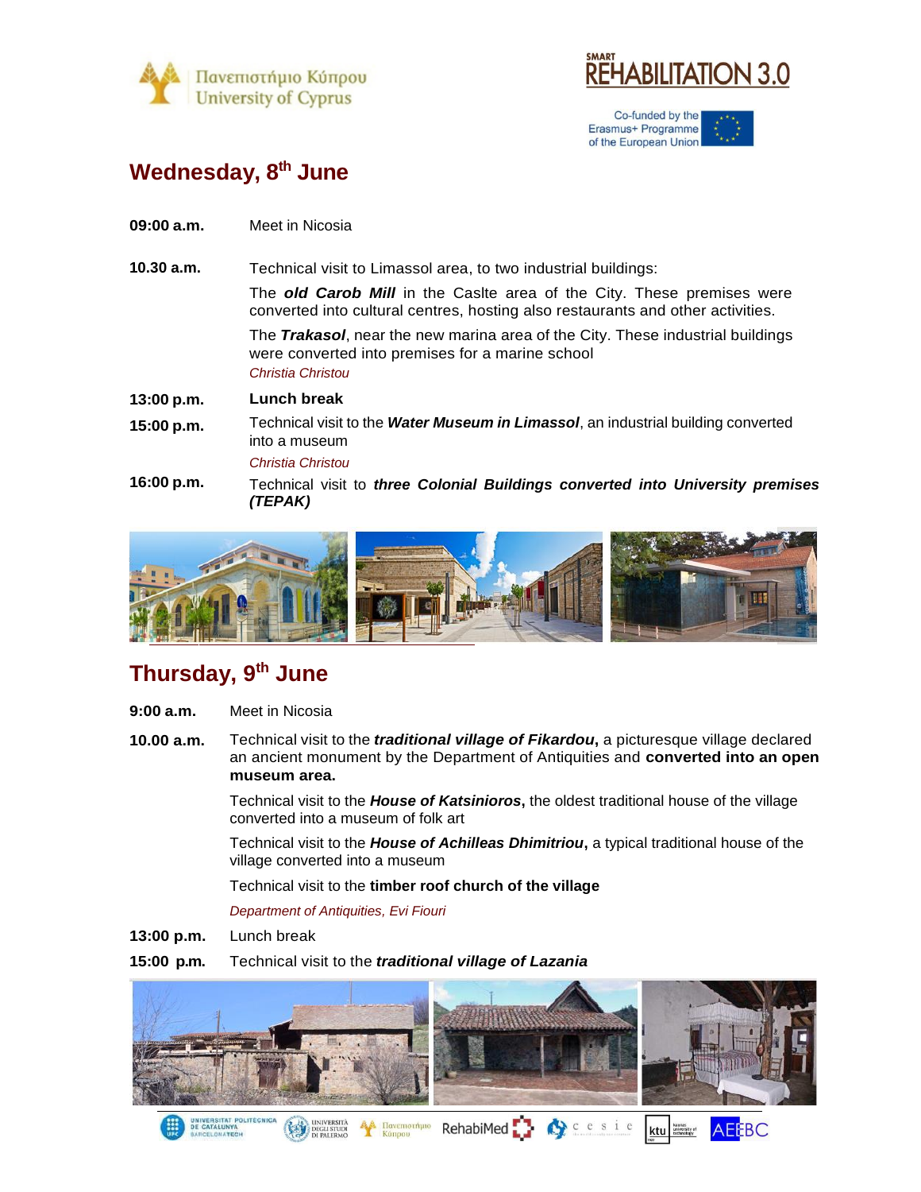## Wednesday, 8th June

**09:00 a.m.** Meet in Nicosia

**10.30 a.m.** Technical visit to Limassol area, to two industrial buildings:

The ***old Carob Mill*** in the Caslte area of the City. These premises were converted into cultural centres, hosting also restaurants and other activities.

The ***Trakasol***, near the new marina area of the City. These industrial buildings were converted into premises for a marine school

*Christia Christou*

**13:00 p.m.** **Lunch break**

**15:00 p.m.** Technical visit to the ***Water Museum in Limassol***, an industrial building converted into a museum

*Christia Christou*

**16:00 p.m.** Technical visit to ***three Colonial Buildings converted into University premises (TEPAK)***

## Thursday, 9th June

**9:00 a.m.** Meet in Nicosia

**10.00 a.m.** Technical visit to the ***traditional village of Fikardou*****,** a picturesque village declared an ancient monument by the Department of Antiquities and **converted into an open museum area.**

Technical visit to the ***House of Katsinioros*****,** the oldest traditional house of the village converted into a museum of folk art

Technical visit to the ***House of Achilleas Dhimitriou*****,** a typical traditional house of the village converted into a museum

Technical visit to the **timber roof church of the village**

*Department of Antiquities, Evi Fiouri*

**13:00 p.m.** Lunch break

**15:00 p.m.** Technical visit to the ***traditional village of Lazania***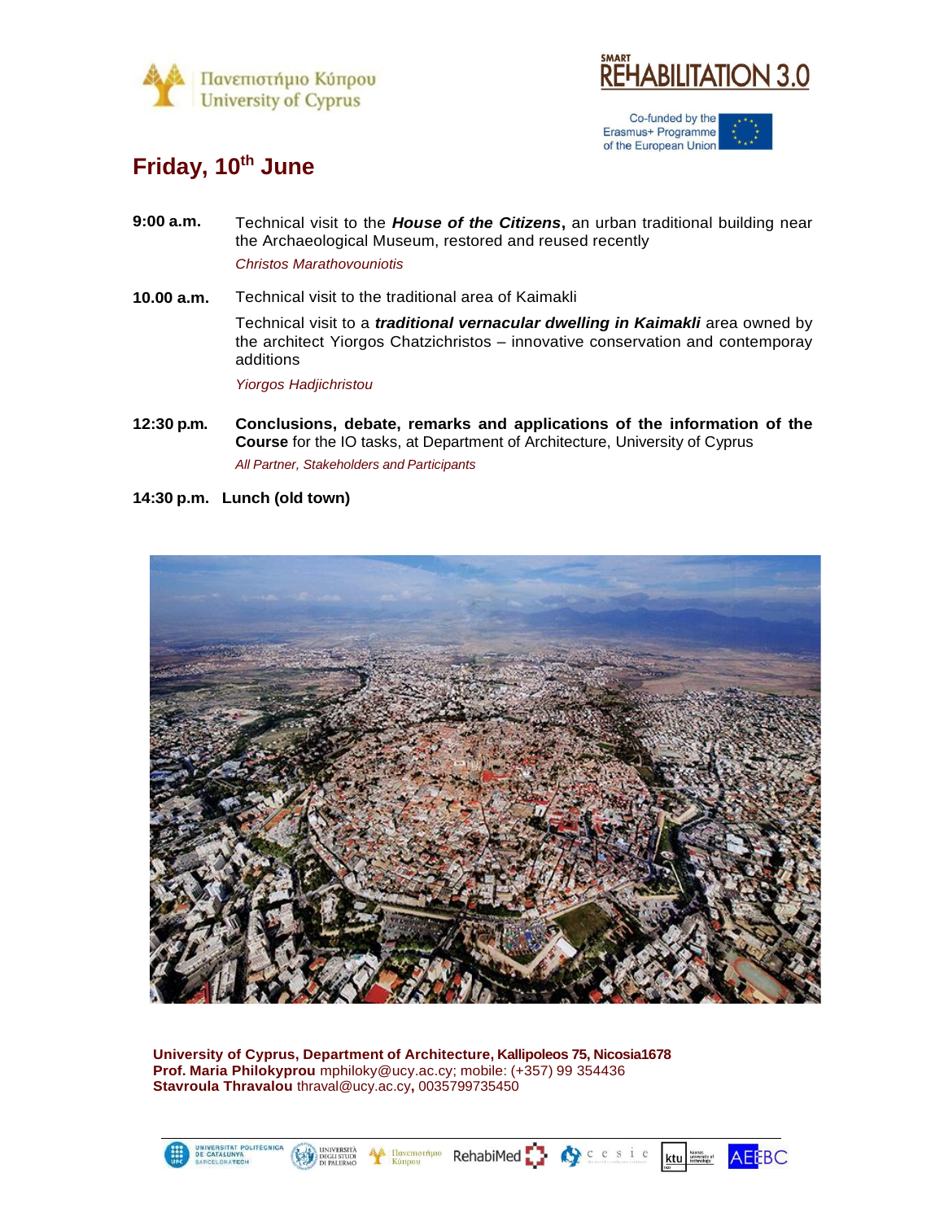## Friday, 10th June

**9:00 a.m.** Technical visit to the ***House of the Citizens***, an urban traditional building near the Archaeological Museum, restored and reused recently

*Christos Marathovouniotis*

**10.00 a.m.** Technical visit to the traditional area of Kaimakli

Technical visit to a ***traditional vernacular dwelling in Kaimakli*** area owned by the architect Yiorgos Chatzichristos – innovative conservation and contemporay additions

*Yiorgos Hadjichristou*

**12:30 p.m.** **Conclusions, debate, remarks and applications of the information of the Course** for the IO tasks, at Department of Architecture, University of Cyprus

*All Partner, Stakeholders and Participants*

**14:30 p.m. Lunch (old town)**

**University of Cyprus, Department of Architecture, Kallipoleos 75, Nicosia1678**
**Prof. Maria Philokyprou** mphiloky@ucy.ac.cy; mobile: (+357) 99 354436
**Stavroula Thravalou** thraval@ucy.ac.cy**,** 0035799735450